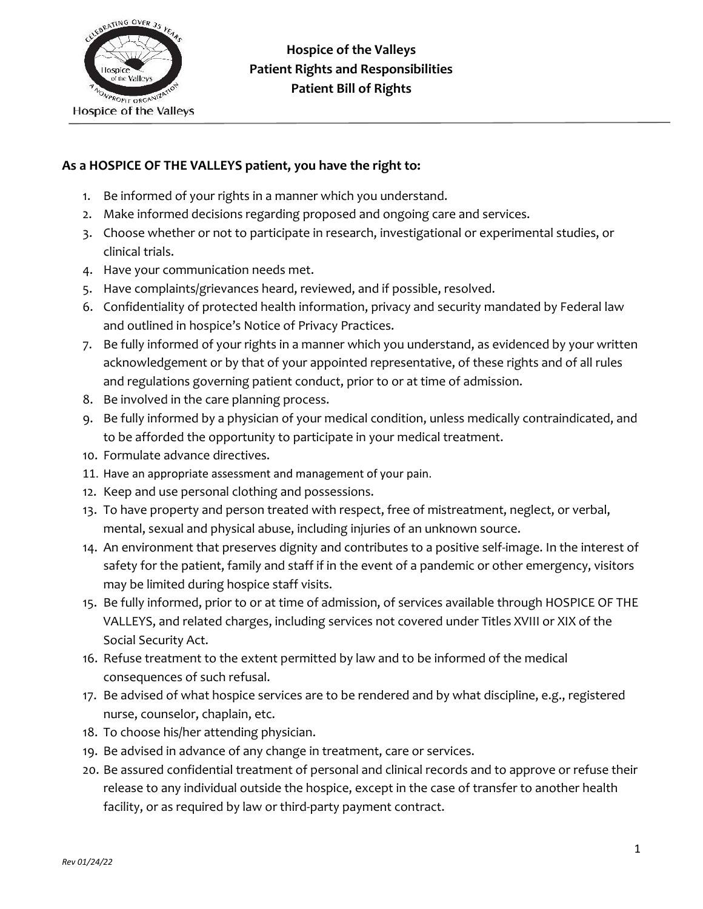# Hospice of the Valleys
## Patient Rights and Responsibilities
## Patient Bill of Rights

**As a HOSPICE OF THE VALLEYS patient, you have the right to:**

1. Be informed of your rights in a manner which you understand.
2. Make informed decisions regarding proposed and ongoing care and services.
3. Choose whether or not to participate in research, investigational or experimental studies, or clinical trials.
4. Have your communication needs met.
5. Have complaints/grievances heard, reviewed, and if possible, resolved.
6. Confidentiality of protected health information, privacy and security mandated by Federal law and outlined in hospice's Notice of Privacy Practices.
7. Be fully informed of your rights in a manner which you understand, as evidenced by your written acknowledgement or by that of your appointed representative, of these rights and of all rules and regulations governing patient conduct, prior to or at time of admission.
8. Be involved in the care planning process.
9. Be fully informed by a physician of your medical condition, unless medically contraindicated, and to be afforded the opportunity to participate in your medical treatment.
10. Formulate advance directives.
11. Have an appropriate assessment and management of your pain.
12. Keep and use personal clothing and possessions.
13. To have property and person treated with respect, free of mistreatment, neglect, or verbal, mental, sexual and physical abuse, including injuries of an unknown source.
14. An environment that preserves dignity and contributes to a positive self-image. In the interest of safety for the patient, family and staff if in the event of a pandemic or other emergency, visitors may be limited during hospice staff visits.
15. Be fully informed, prior to or at time of admission, of services available through HOSPICE OF THE VALLEYS, and related charges, including services not covered under Titles XVIII or XIX of the Social Security Act.
16. Refuse treatment to the extent permitted by law and to be informed of the medical consequences of such refusal.
17. Be advised of what hospice services are to be rendered and by what discipline, e.g., registered nurse, counselor, chaplain, etc.
18. To choose his/her attending physician.
19. Be advised in advance of any change in treatment, care or services.
20. Be assured confidential treatment of personal and clinical records and to approve or refuse their release to any individual outside the hospice, except in the case of transfer to another health facility, or as required by law or third-party payment contract.

*Rev 01/24/22*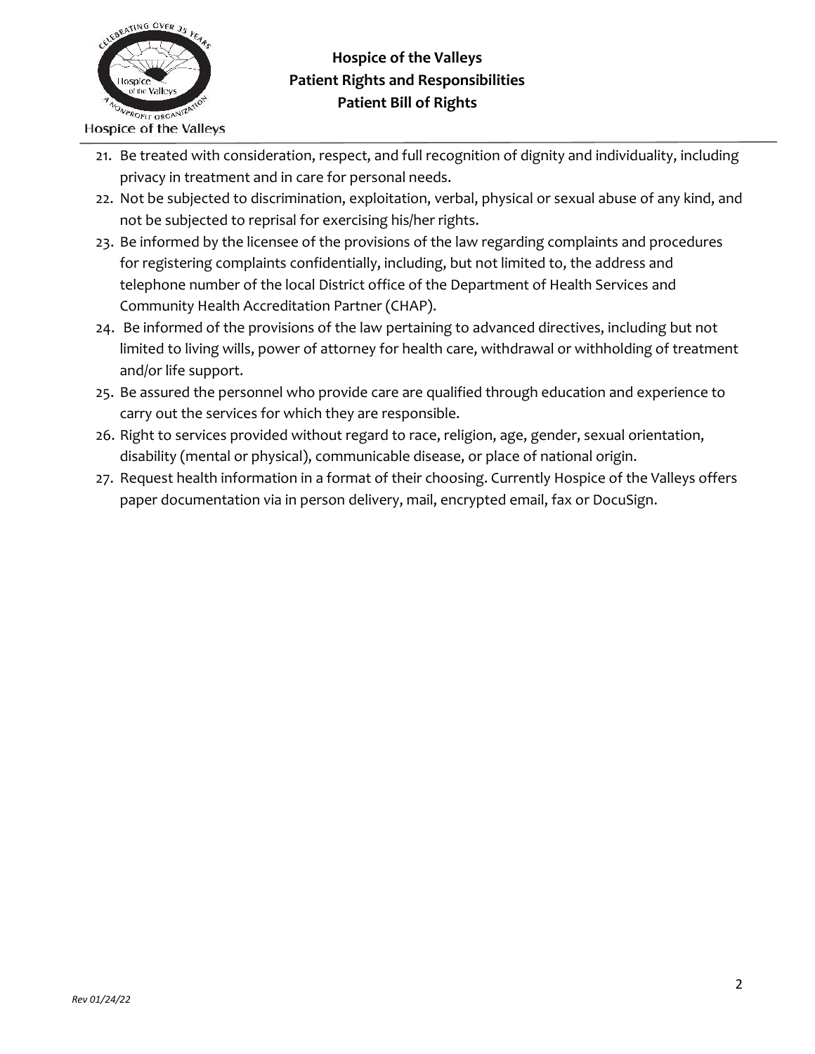21. Be treated with consideration, respect, and full recognition of dignity and individuality, including privacy in treatment and in care for personal needs.
22. Not be subjected to discrimination, exploitation, verbal, physical or sexual abuse of any kind, and not be subjected to reprisal for exercising his/her rights.
23. Be informed by the licensee of the provisions of the law regarding complaints and procedures for registering complaints confidentially, including, but not limited to, the address and telephone number of the local District office of the Department of Health Services and Community Health Accreditation Partner (CHAP).
24. Be informed of the provisions of the law pertaining to advanced directives, including but not limited to living wills, power of attorney for health care, withdrawal or withholding of treatment and/or life support.
25. Be assured the personnel who provide care are qualified through education and experience to carry out the services for which they are responsible.
26. Right to services provided without regard to race, religion, age, gender, sexual orientation, disability (mental or physical), communicable disease, or place of national origin.
27. Request health information in a format of their choosing. Currently Hospice of the Valleys offers paper documentation via in person delivery, mail, encrypted email, fax or DocuSign.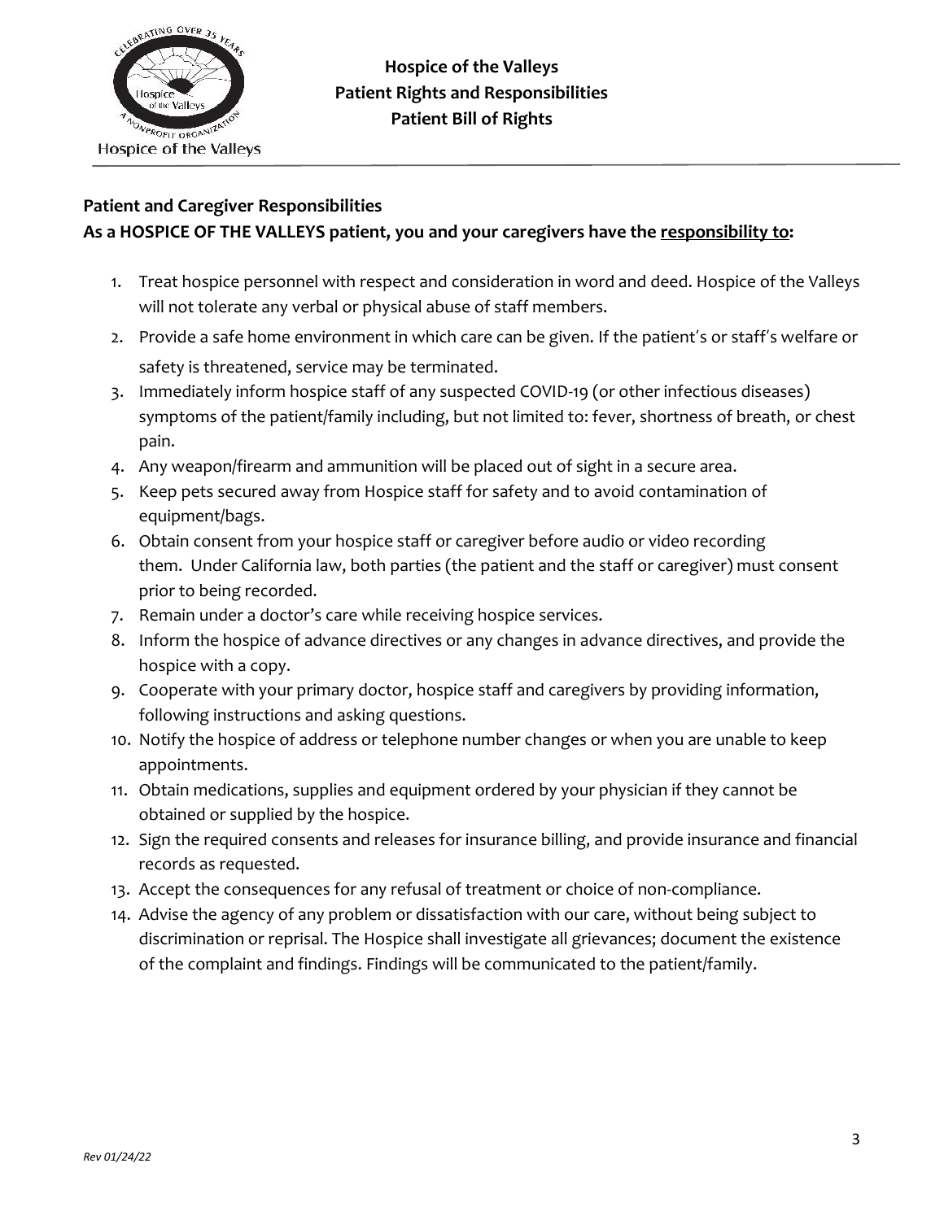**Hospice of the Valleys**
**Patient Rights and Responsibilities**
**Patient Bill of Rights**

**Patient and Caregiver Responsibilities**
**As a HOSPICE OF THE VALLEYS patient, you and your caregivers have the responsibility to:**

1. Treat hospice personnel with respect and consideration in word and deed. Hospice of the Valleys will not tolerate any verbal or physical abuse of staff members.
2. Provide a safe home environment in which care can be given. If the patient's or staff's welfare or safety is threatened, service may be terminated.
3. Immediately inform hospice staff of any suspected COVID-19 (or other infectious diseases) symptoms of the patient/family including, but not limited to: fever, shortness of breath, or chest pain.
4. Any weapon/firearm and ammunition will be placed out of sight in a secure area.
5. Keep pets secured away from Hospice staff for safety and to avoid contamination of equipment/bags.
6. Obtain consent from your hospice staff or caregiver before audio or video recording them. Under California law, both parties (the patient and the staff or caregiver) must consent prior to being recorded.
7. Remain under a doctor's care while receiving hospice services.
8. Inform the hospice of advance directives or any changes in advance directives, and provide the hospice with a copy.
9. Cooperate with your primary doctor, hospice staff and caregivers by providing information, following instructions and asking questions.
10. Notify the hospice of address or telephone number changes or when you are unable to keep appointments.
11. Obtain medications, supplies and equipment ordered by your physician if they cannot be obtained or supplied by the hospice.
12. Sign the required consents and releases for insurance billing, and provide insurance and financial records as requested.
13. Accept the consequences for any refusal of treatment or choice of non-compliance.
14. Advise the agency of any problem or dissatisfaction with our care, without being subject to discrimination or reprisal. The Hospice shall investigate all grievances; document the existence of the complaint and findings. Findings will be communicated to the patient/family.

*Rev 01/24/22*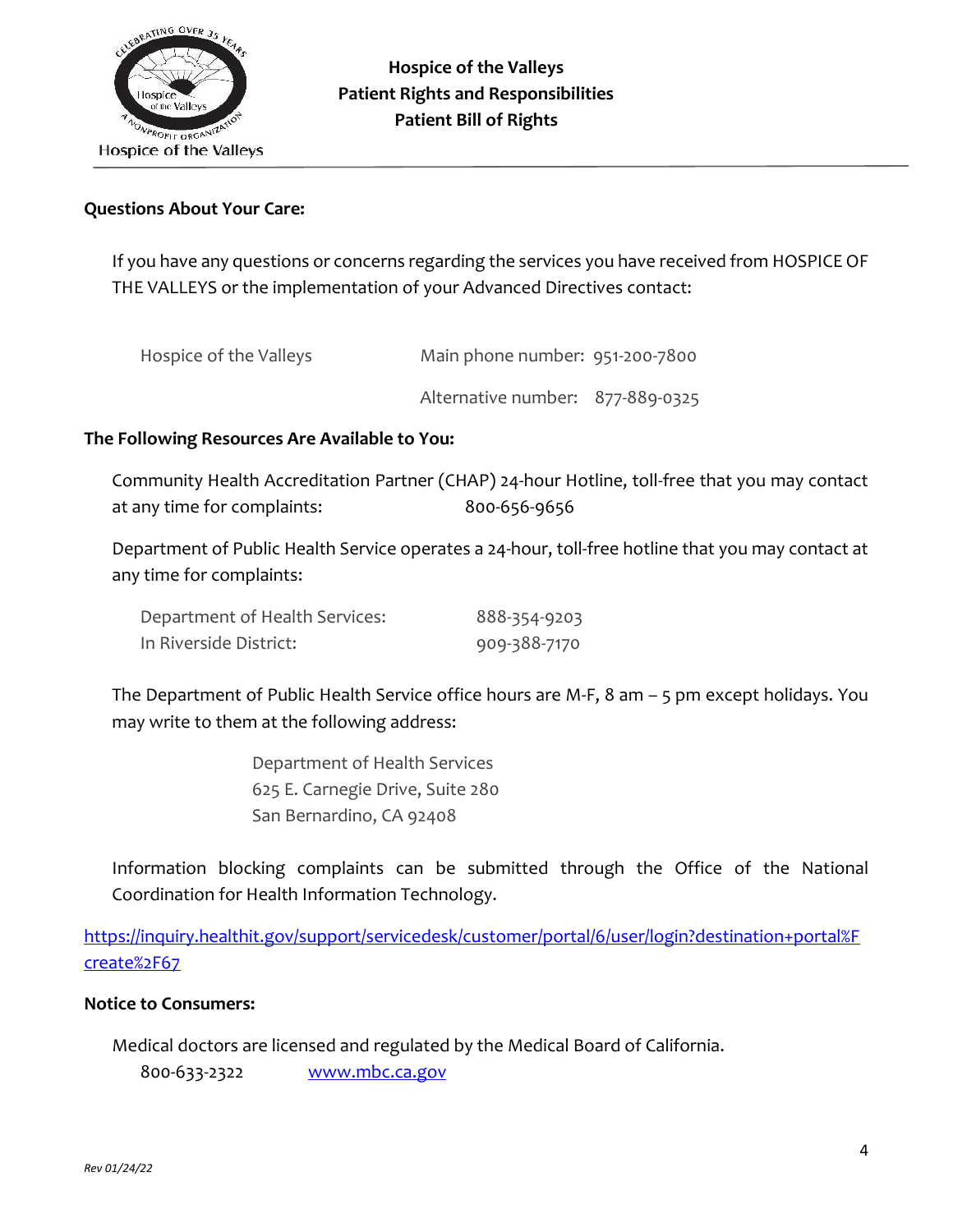Hospice of the Valleys

# Hospice of the Valleys
# Patient Rights and Responsibilities
# Patient Bill of Rights

**Questions About Your Care:**

If you have any questions or concerns regarding the services you have received from HOSPICE OF THE VALLEYS or the implementation of your Advanced Directives contact:

| | | |
|---|---|---|
| Hospice of the Valleys | Main phone number: | 951-200-7800 |
| | Alternative number: | 877-889-0325 |

**The Following Resources Are Available to You:**

Community Health Accreditation Partner (CHAP) 24-hour Hotline, toll-free that you may contact at any time for complaints: 800-656-9656

Department of Public Health Service operates a 24-hour, toll-free hotline that you may contact at any time for complaints:

| | |
|---|---|
| Department of Health Services: | 888-354-9203 |
| In Riverside District: | 909-388-7170 |

The Department of Public Health Service office hours are M-F, 8 am – 5 pm except holidays. You may write to them at the following address:

Department of Health Services
625 E. Carnegie Drive, Suite 280
San Bernardino, CA 92408

Information blocking complaints can be submitted through the Office of the National Coordination for Health Information Technology.

https://inquiry.healthit.gov/support/servicedesk/customer/portal/6/user/login?destination+portal%Fcreate%2F67

**Notice to Consumers:**

Medical doctors are licensed and regulated by the Medical Board of California.
800-633-2322 www.mbc.ca.gov

*Rev 01/24/22*